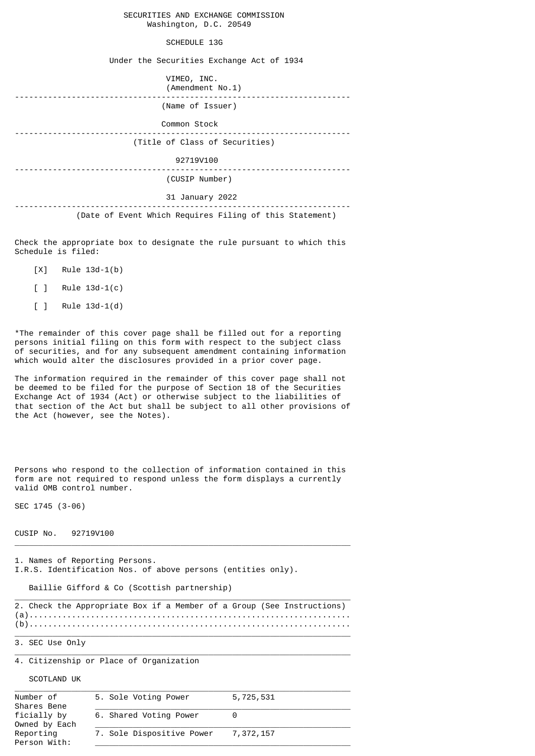SECURITIES AND EXCHANGE COMMISSION
Washington, D.C. 20549

SCHEDULE 13G

Under the Securities Exchange Act of 1934

VIMEO, INC.
(Amendment No.1)

(Name of Issuer)

Common Stock

(Title of Class of Securities)

92719V100

(CUSIP Number)

31 January 2022

(Date of Event Which Requires Filing of this Statement)

Check the appropriate box to designate the rule pursuant to which this Schedule is filed:

[X] Rule 13d-1(b)

[ ] Rule 13d-1(c)

[ ] Rule 13d-1(d)

*The remainder of this cover page shall be filled out for a reporting persons initial filing on this form with respect to the subject class of securities, and for any subsequent amendment containing information which would alter the disclosures provided in a prior cover page.

The information required in the remainder of this cover page shall not be deemed to be filed for the purpose of Section 18 of the Securities Exchange Act of 1934 (Act) or otherwise subject to the liabilities of that section of the Act but shall be subject to all other provisions of the Act (however, see the Notes).

Persons who respond to the collection of information contained in this form are not required to respond unless the form displays a currently valid OMB control number.

SEC 1745 (3-06)

CUSIP No. 92719V100

1. Names of Reporting Persons.
I.R.S. Identification Nos. of above persons (entities only).

Baillie Gifford & Co (Scottish partnership)

2. Check the Appropriate Box if a Member of a Group (See Instructions)
(a)...................................................................
(b)...................................................................

3. SEC Use Only

4. Citizenship or Place of Organization

SCOTLAND UK

| Number of Shares Beneficially by Owned by Each Reporting Person With: | | |
|---|---|---|
| | 5. Sole Voting Power | 5,725,531 |
| | 6. Shared Voting Power | 0 |
| | 7. Sole Dispositive Power | 7,372,157 |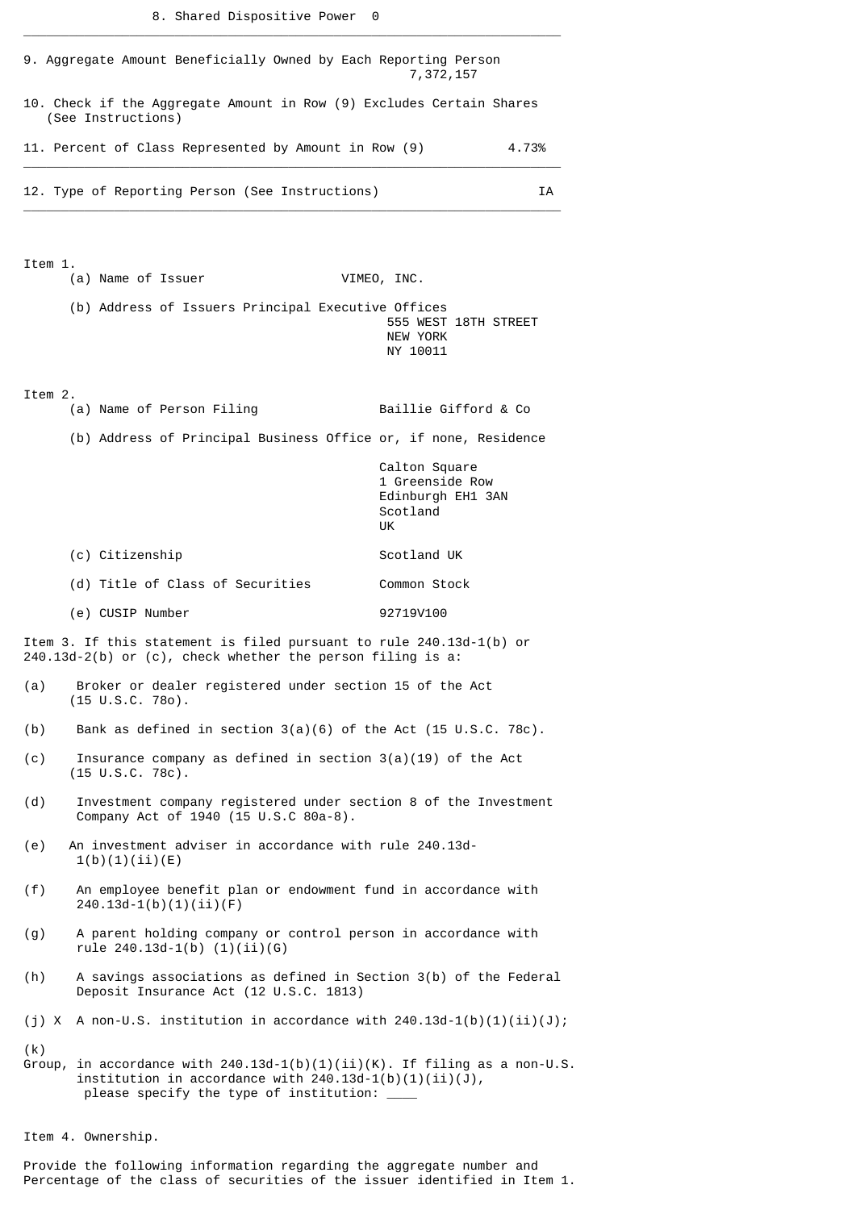8. Shared Dispositive Power 0

---

9. Aggregate Amount Beneficially Owned by Each Reporting Person
7,372,157

10. Check if the Aggregate Amount in Row (9) Excludes Certain Shares (See Instructions)

11. Percent of Class Represented by Amount in Row (9) 4.73%

---

12. Type of Reporting Person (See Instructions) IA

---

Item 1.

(a) Name of Issuer VIMEO, INC.

(b) Address of Issuers Principal Executive Offices
555 WEST 18TH STREET
NEW YORK
NY 10011

Item 2.

(a) Name of Person Filing Baillie Gifford & Co

(b) Address of Principal Business Office or, if none, Residence

Calton Square
1 Greenside Row
Edinburgh EH1 3AN
Scotland
UK

(c) Citizenship Scotland UK

(d) Title of Class of Securities Common Stock

(e) CUSIP Number 92719V100

Item 3. If this statement is filed pursuant to rule 240.13d-1(b) or 240.13d-2(b) or (c), check whether the person filing is a:

(a) Broker or dealer registered under section 15 of the Act (15 U.S.C. 78o).

(b) Bank as defined in section 3(a)(6) of the Act (15 U.S.C. 78c).

(c) Insurance company as defined in section 3(a)(19) of the Act (15 U.S.C. 78c).

(d) Investment company registered under section 8 of the Investment Company Act of 1940 (15 U.S.C 80a-8).

(e) An investment adviser in accordance with rule 240.13d-1(b)(1)(ii)(E)

(f) An employee benefit plan or endowment fund in accordance with 240.13d-1(b)(1)(ii)(F)

(g) A parent holding company or control person in accordance with rule 240.13d-1(b) (1)(ii)(G)

(h) A savings associations as defined in Section 3(b) of the Federal Deposit Insurance Act (12 U.S.C. 1813)

(j) X A non-U.S. institution in accordance with 240.13d-1(b)(1)(ii)(J);

(k) Group, in accordance with 240.13d-1(b)(1)(ii)(K). If filing as a non-U.S. institution in accordance with 240.13d-1(b)(1)(ii)(J), please specify the type of institution: ____

Item 4. Ownership.

Provide the following information regarding the aggregate number and Percentage of the class of securities of the issuer identified in Item 1.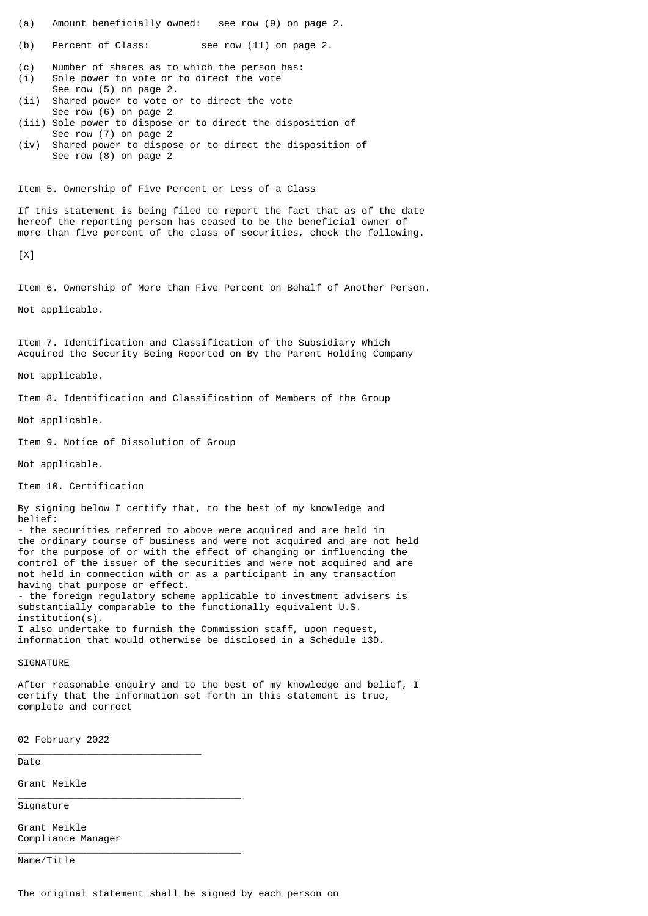(a) Amount beneficially owned: see row (9) on page 2.

(b) Percent of Class: see row (11) on page 2.

(c) Number of shares as to which the person has:
(i) Sole power to vote or to direct the vote
See row (5) on page 2.
(ii) Shared power to vote or to direct the vote
See row (6) on page 2
(iii) Sole power to dispose or to direct the disposition of
See row (7) on page 2
(iv) Shared power to dispose or to direct the disposition of
See row (8) on page 2

Item 5. Ownership of Five Percent or Less of a Class

If this statement is being filed to report the fact that as of the date hereof the reporting person has ceased to be the beneficial owner of more than five percent of the class of securities, check the following.

[X]

Item 6. Ownership of More than Five Percent on Behalf of Another Person.

Not applicable.

Item 7. Identification and Classification of the Subsidiary Which Acquired the Security Being Reported on By the Parent Holding Company

Not applicable.

Item 8. Identification and Classification of Members of the Group

Not applicable.

Item 9. Notice of Dissolution of Group

Not applicable.

Item 10. Certification

By signing below I certify that, to the best of my knowledge and belief:
- the securities referred to above were acquired and are held in the ordinary course of business and were not acquired and are not held for the purpose of or with the effect of changing or influencing the control of the issuer of the securities and were not acquired and are not held in connection with or as a participant in any transaction having that purpose or effect.
- the foreign regulatory scheme applicable to investment advisers is substantially comparable to the functionally equivalent U.S. institution(s).

I also undertake to furnish the Commission staff, upon request, information that would otherwise be disclosed in a Schedule 13D.

SIGNATURE

After reasonable enquiry and to the best of my knowledge and belief, I certify that the information set forth in this statement is true, complete and correct

02 February 2022
______________________________
Date

Grant Meikle
____________________________________
Signature

Grant Meikle
Compliance Manager
____________________________________
Name/Title

The original statement shall be signed by each person on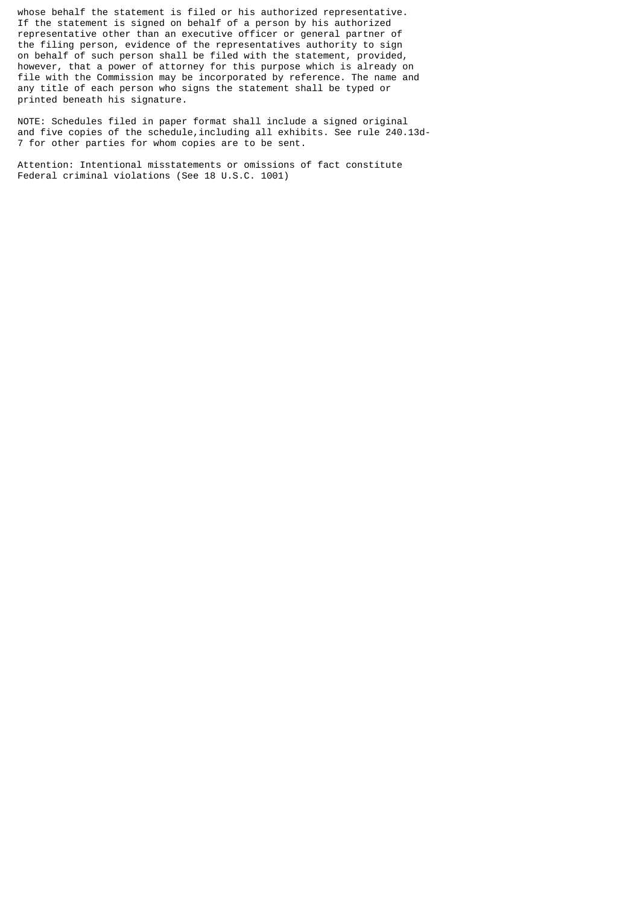whose behalf the statement is filed or his authorized representative. If the statement is signed on behalf of a person by his authorized representative other than an executive officer or general partner of the filing person, evidence of the representatives authority to sign on behalf of such person shall be filed with the statement, provided, however, that a power of attorney for this purpose which is already on file with the Commission may be incorporated by reference. The name and any title of each person who signs the statement shall be typed or printed beneath his signature.

NOTE: Schedules filed in paper format shall include a signed original and five copies of the schedule,including all exhibits. See rule 240.13d-7 for other parties for whom copies are to be sent.

Attention: Intentional misstatements or omissions of fact constitute Federal criminal violations (See 18 U.S.C. 1001)